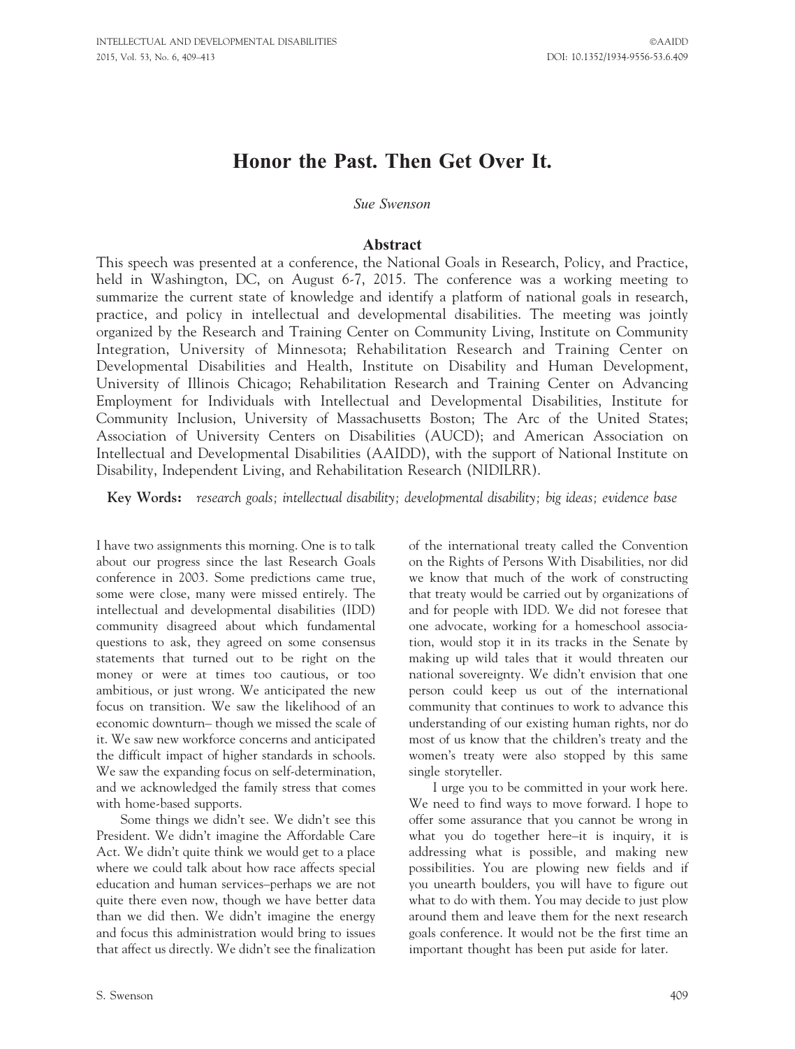# Honor the Past. Then Get Over It.

*Sue Swenson*

## Abstract

This speech was presented at a conference, the National Goals in Research, Policy, and Practice, held in Washington, DC, on August 6-7, 2015. The conference was a working meeting to summarize the current state of knowledge and identify a platform of national goals in research, practice, and policy in intellectual and developmental disabilities. The meeting was jointly organized by the Research and Training Center on Community Living, Institute on Community Integration, University of Minnesota; Rehabilitation Research and Training Center on Developmental Disabilities and Health, Institute on Disability and Human Development, University of Illinois Chicago; Rehabilitation Research and Training Center on Advancing Employment for Individuals with Intellectual and Developmental Disabilities, Institute for Community Inclusion, University of Massachusetts Boston; The Arc of the United States; Association of University Centers on Disabilities (AUCD); and American Association on Intellectual and Developmental Disabilities (AAIDD), with the support of National Institute on Disability, Independent Living, and Rehabilitation Research (NIDILRR).

**Key Words:** *research goals; intellectual disability; developmental disability; big ideas; evidence base*

I have two assignments this morning. One is to talk about our progress since the last Research Goals conference in 2003. Some predictions came true, some were close, many were missed entirely. The intellectual and developmental disabilities (IDD) community disagreed about which fundamental questions to ask, they agreed on some consensus statements that turned out to be right on the money or were at times too cautious, or too ambitious, or just wrong. We anticipated the new focus on transition. We saw the likelihood of an economic downturn– though we missed the scale of it. We saw new workforce concerns and anticipated the difficult impact of higher standards in schools. We saw the expanding focus on self-determination, and we acknowledged the family stress that comes with home-based supports.

Some things we didn't see. We didn't see this President. We didn't imagine the Affordable Care Act. We didn't quite think we would get to a place where we could talk about how race affects special education and human services–perhaps we are not quite there even now, though we have better data than we did then. We didn't imagine the energy and focus this administration would bring to issues that affect us directly. We didn't see the finalization of the international treaty called the Convention on the Rights of Persons With Disabilities, nor did we know that much of the work of constructing that treaty would be carried out by organizations of and for people with IDD. We did not foresee that one advocate, working for a homeschool association, would stop it in its tracks in the Senate by making up wild tales that it would threaten our national sovereignty. We didn't envision that one person could keep us out of the international community that continues to work to advance this understanding of our existing human rights, nor do most of us know that the children's treaty and the women's treaty were also stopped by this same single storyteller.

I urge you to be committed in your work here. We need to find ways to move forward. I hope to offer some assurance that you cannot be wrong in what you do together here–it is inquiry, it is addressing what is possible, and making new possibilities. You are plowing new fields and if you unearth boulders, you will have to figure out what to do with them. You may decide to just plow around them and leave them for the next research goals conference. It would not be the first time an important thought has been put aside for later.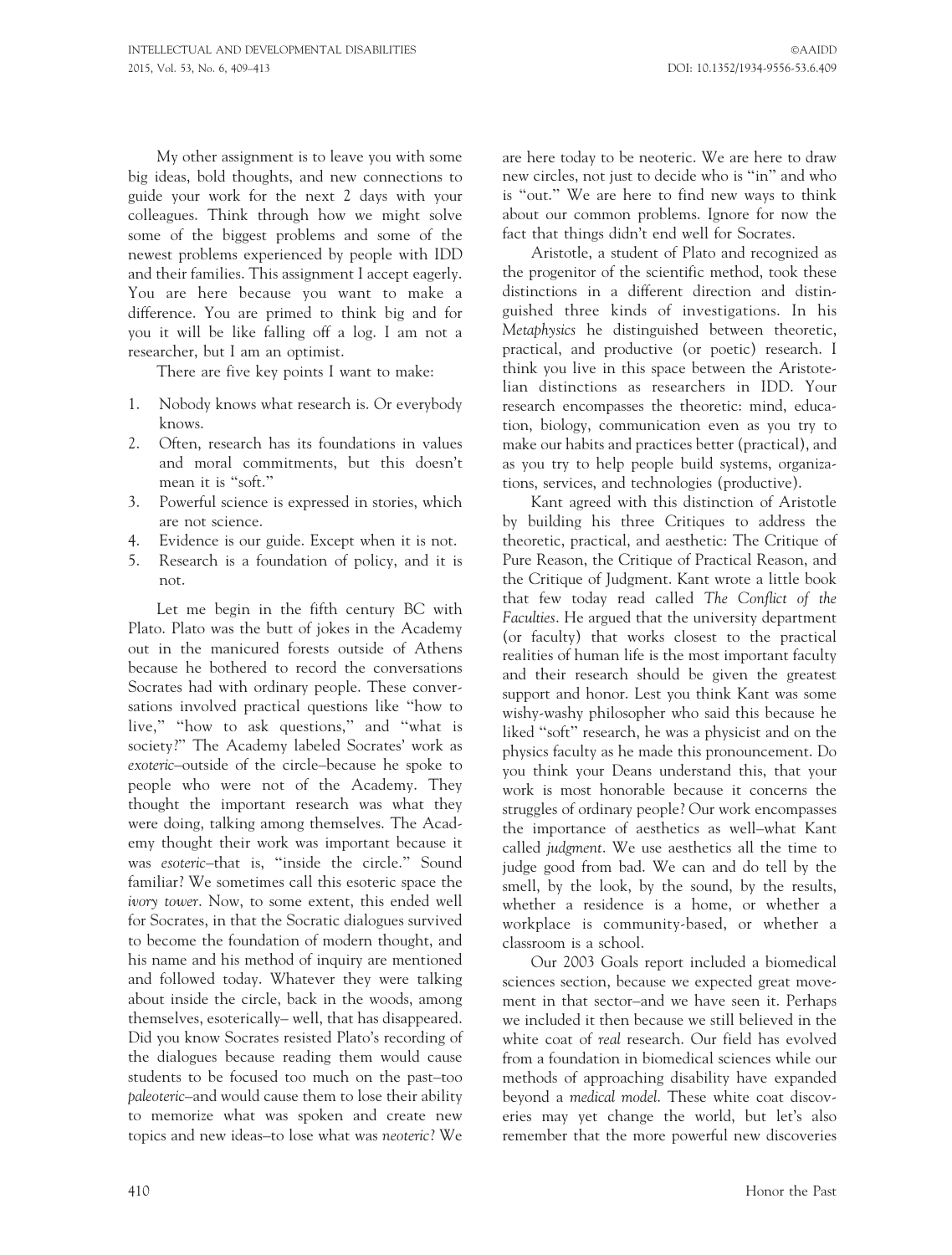My other assignment is to leave you with some big ideas, bold thoughts, and new connections to guide your work for the next 2 days with your colleagues. Think through how we might solve some of the biggest problems and some of the newest problems experienced by people with IDD and their families. This assignment I accept eagerly. You are here because you want to make a difference. You are primed to think big and for you it will be like falling off a log. I am not a researcher, but I am an optimist.

There are five key points I want to make:

1. Nobody knows what research is. Or everybody knows.
2. Often, research has its foundations in values and moral commitments, but this doesn't mean it is "soft."
3. Powerful science is expressed in stories, which are not science.
4. Evidence is our guide. Except when it is not.
5. Research is a foundation of policy, and it is not.

Let me begin in the fifth century BC with Plato. Plato was the butt of jokes in the Academy out in the manicured forests outside of Athens because he bothered to record the conversations Socrates had with ordinary people. These conversations involved practical questions like "how to live," "how to ask questions," and "what is society?" The Academy labeled Socrates' work as *exoteric*–outside of the circle–because he spoke to people who were not of the Academy. They thought the important research was what they were doing, talking among themselves. The Academy thought their work was important because it was *esoteric*–that is, "inside the circle." Sound familiar? We sometimes call this esoteric space the *ivory tower*. Now, to some extent, this ended well for Socrates, in that the Socratic dialogues survived to become the foundation of modern thought, and his name and his method of inquiry are mentioned and followed today. Whatever they were talking about inside the circle, back in the woods, among themselves, esoterically– well, that has disappeared. Did you know Socrates resisted Plato's recording of the dialogues because reading them would cause students to be focused too much on the past–too *paleoteric*–and would cause them to lose their ability to memorize what was spoken and create new topics and new ideas–to lose what was *neoteric*? We are here today to be neoteric. We are here to draw new circles, not just to decide who is "in" and who is "out." We are here to find new ways to think about our common problems. Ignore for now the fact that things didn't end well for Socrates.

Aristotle, a student of Plato and recognized as the progenitor of the scientific method, took these distinctions in a different direction and distinguished three kinds of investigations. In his *Metaphysics* he distinguished between theoretic, practical, and productive (or poetic) research. I think you live in this space between the Aristotelian distinctions as researchers in IDD. Your research encompasses the theoretic: mind, education, biology, communication even as you try to make our habits and practices better (practical), and as you try to help people build systems, organizations, services, and technologies (productive).

Kant agreed with this distinction of Aristotle by building his three Critiques to address the theoretic, practical, and aesthetic: The Critique of Pure Reason, the Critique of Practical Reason, and the Critique of Judgment. Kant wrote a little book that few today read called *The Conflict of the Faculties*. He argued that the university department (or faculty) that works closest to the practical realities of human life is the most important faculty and their research should be given the greatest support and honor. Lest you think Kant was some wishy-washy philosopher who said this because he liked "soft" research, he was a physicist and on the physics faculty as he made this pronouncement. Do you think your Deans understand this, that your work is most honorable because it concerns the struggles of ordinary people? Our work encompasses the importance of aesthetics as well–what Kant called *judgment*. We use aesthetics all the time to judge good from bad. We can and do tell by the smell, by the look, by the sound, by the results, whether a residence is a home, or whether a workplace is community-based, or whether a classroom is a school.

Our 2003 Goals report included a biomedical sciences section, because we expected great movement in that sector–and we have seen it. Perhaps we included it then because we still believed in the white coat of *real* research. Our field has evolved from a foundation in biomedical sciences while our methods of approaching disability have expanded beyond a *medical model*. These white coat discoveries may yet change the world, but let's also remember that the more powerful new discoveries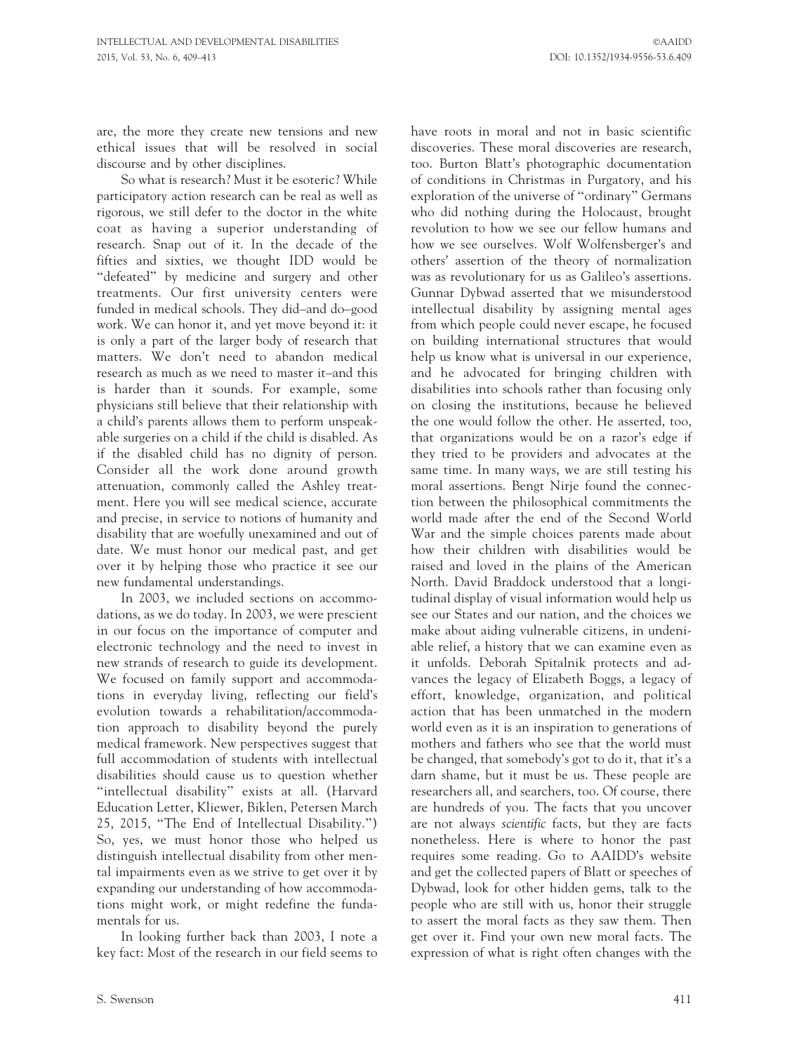are, the more they create new tensions and new ethical issues that will be resolved in social discourse and by other disciplines.

So what is research? Must it be esoteric? While participatory action research can be real as well as rigorous, we still defer to the doctor in the white coat as having a superior understanding of research. Snap out of it. In the decade of the fifties and sixties, we thought IDD would be "defeated" by medicine and surgery and other treatments. Our first university centers were funded in medical schools. They did–and do–good work. We can honor it, and yet move beyond it: it is only a part of the larger body of research that matters. We don't need to abandon medical research as much as we need to master it–and this is harder than it sounds. For example, some physicians still believe that their relationship with a child's parents allows them to perform unspeakable surgeries on a child if the child is disabled. As if the disabled child has no dignity of person. Consider all the work done around growth attenuation, commonly called the Ashley treatment. Here you will see medical science, accurate and precise, in service to notions of humanity and disability that are woefully unexamined and out of date. We must honor our medical past, and get over it by helping those who practice it see our new fundamental understandings.

In 2003, we included sections on accommodations, as we do today. In 2003, we were prescient in our focus on the importance of computer and electronic technology and the need to invest in new strands of research to guide its development. We focused on family support and accommodations in everyday living, reflecting our field's evolution towards a rehabilitation/accommodation approach to disability beyond the purely medical framework. New perspectives suggest that full accommodation of students with intellectual disabilities should cause us to question whether "intellectual disability" exists at all. (Harvard Education Letter, Kliewer, Biklen, Petersen March 25, 2015, "The End of Intellectual Disability.") So, yes, we must honor those who helped us distinguish intellectual disability from other mental impairments even as we strive to get over it by expanding our understanding of how accommodations might work, or might redefine the fundamentals for us.

In looking further back than 2003, I note a key fact: Most of the research in our field seems to have roots in moral and not in basic scientific discoveries. These moral discoveries are research, too. Burton Blatt's photographic documentation of conditions in Christmas in Purgatory, and his exploration of the universe of "ordinary" Germans who did nothing during the Holocaust, brought revolution to how we see our fellow humans and how we see ourselves. Wolf Wolfensberger's and others' assertion of the theory of normalization was as revolutionary for us as Galileo's assertions. Gunnar Dybwad asserted that we misunderstood intellectual disability by assigning mental ages from which people could never escape, he focused on building international structures that would help us know what is universal in our experience, and he advocated for bringing children with disabilities into schools rather than focusing only on closing the institutions, because he believed the one would follow the other. He asserted, too, that organizations would be on a razor's edge if they tried to be providers and advocates at the same time. In many ways, we are still testing his moral assertions. Bengt Nirje found the connection between the philosophical commitments the world made after the end of the Second World War and the simple choices parents made about how their children with disabilities would be raised and loved in the plains of the American North. David Braddock understood that a longitudinal display of visual information would help us see our States and our nation, and the choices we make about aiding vulnerable citizens, in undeniable relief, a history that we can examine even as it unfolds. Deborah Spitalnik protects and advances the legacy of Elizabeth Boggs, a legacy of effort, knowledge, organization, and political action that has been unmatched in the modern world even as it is an inspiration to generations of mothers and fathers who see that the world must be changed, that somebody's got to do it, that it's a darn shame, but it must be us. These people are researchers all, and searchers, too. Of course, there are hundreds of you. The facts that you uncover are not always *scientific* facts, but they are facts nonetheless. Here is where to honor the past requires some reading. Go to AAIDD's website and get the collected papers of Blatt or speeches of Dybwad, look for other hidden gems, talk to the people who are still with us, honor their struggle to assert the moral facts as they saw them. Then get over it. Find your own new moral facts. The expression of what is right often changes with the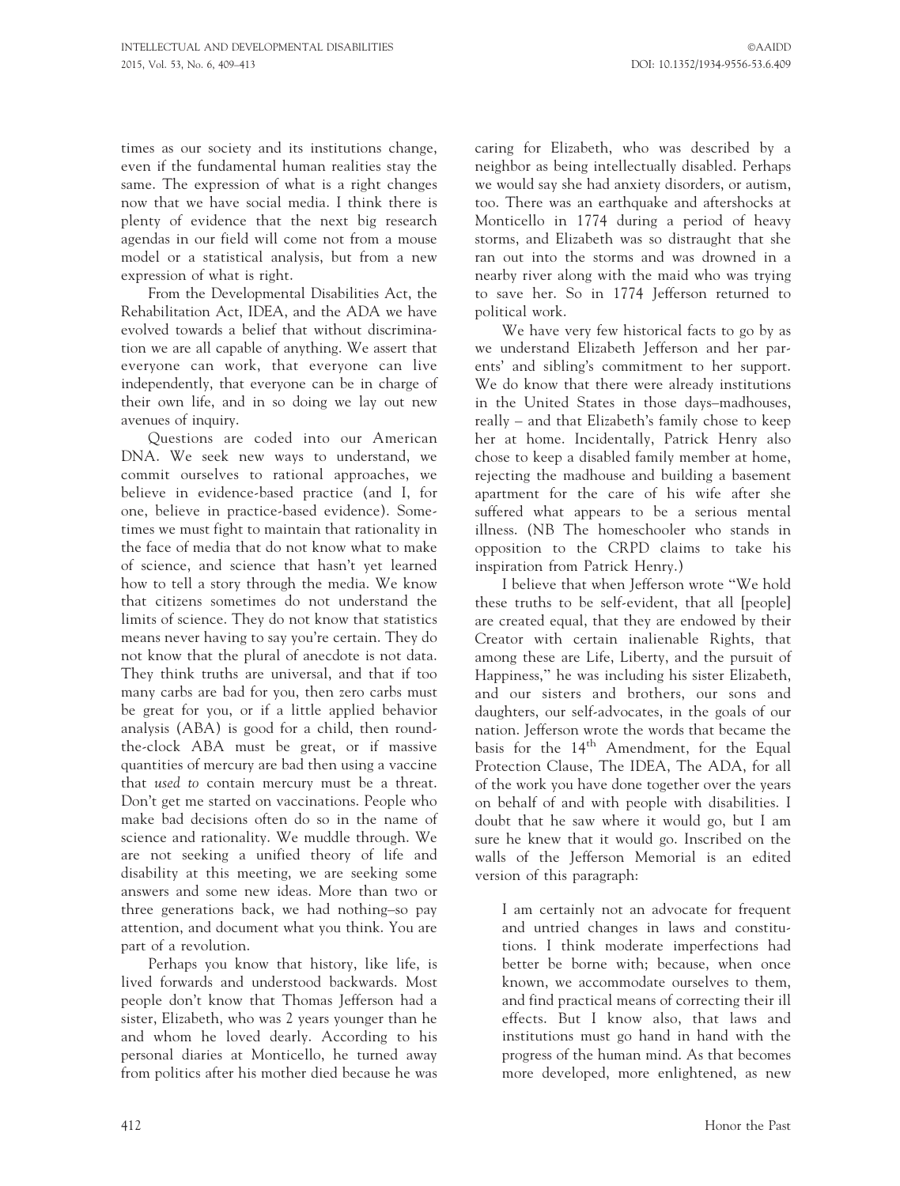times as our society and its institutions change, even if the fundamental human realities stay the same. The expression of what is a right changes now that we have social media. I think there is plenty of evidence that the next big research agendas in our field will come not from a mouse model or a statistical analysis, but from a new expression of what is right.

From the Developmental Disabilities Act, the Rehabilitation Act, IDEA, and the ADA we have evolved towards a belief that without discrimination we are all capable of anything. We assert that everyone can work, that everyone can live independently, that everyone can be in charge of their own life, and in so doing we lay out new avenues of inquiry.

Questions are coded into our American DNA. We seek new ways to understand, we commit ourselves to rational approaches, we believe in evidence-based practice (and I, for one, believe in practice-based evidence). Sometimes we must fight to maintain that rationality in the face of media that do not know what to make of science, and science that hasn't yet learned how to tell a story through the media. We know that citizens sometimes do not understand the limits of science. They do not know that statistics means never having to say you're certain. They do not know that the plural of anecdote is not data. They think truths are universal, and that if too many carbs are bad for you, then zero carbs must be great for you, or if a little applied behavior analysis (ABA) is good for a child, then round-the-clock ABA must be great, or if massive quantities of mercury are bad then using a vaccine that *used to* contain mercury must be a threat. Don't get me started on vaccinations. People who make bad decisions often do so in the name of science and rationality. We muddle through. We are not seeking a unified theory of life and disability at this meeting, we are seeking some answers and some new ideas. More than two or three generations back, we had nothing–so pay attention, and document what you think. You are part of a revolution.

Perhaps you know that history, like life, is lived forwards and understood backwards. Most people don't know that Thomas Jefferson had a sister, Elizabeth, who was 2 years younger than he and whom he loved dearly. According to his personal diaries at Monticello, he turned away from politics after his mother died because he was caring for Elizabeth, who was described by a neighbor as being intellectually disabled. Perhaps we would say she had anxiety disorders, or autism, too. There was an earthquake and aftershocks at Monticello in 1774 during a period of heavy storms, and Elizabeth was so distraught that she ran out into the storms and was drowned in a nearby river along with the maid who was trying to save her. So in 1774 Jefferson returned to political work.

We have very few historical facts to go by as we understand Elizabeth Jefferson and her parents' and sibling's commitment to her support. We do know that there were already institutions in the United States in those days–madhouses, really – and that Elizabeth's family chose to keep her at home. Incidentally, Patrick Henry also chose to keep a disabled family member at home, rejecting the madhouse and building a basement apartment for the care of his wife after she suffered what appears to be a serious mental illness. (NB The homeschooler who stands in opposition to the CRPD claims to take his inspiration from Patrick Henry.)

I believe that when Jefferson wrote "We hold these truths to be self-evident, that all [people] are created equal, that they are endowed by their Creator with certain inalienable Rights, that among these are Life, Liberty, and the pursuit of Happiness," he was including his sister Elizabeth, and our sisters and brothers, our sons and daughters, our self-advocates, in the goals of our nation. Jefferson wrote the words that became the basis for the 14th Amendment, for the Equal Protection Clause, The IDEA, The ADA, for all of the work you have done together over the years on behalf of and with people with disabilities. I doubt that he saw where it would go, but I am sure he knew that it would go. Inscribed on the walls of the Jefferson Memorial is an edited version of this paragraph:

> I am certainly not an advocate for frequent and untried changes in laws and constitutions. I think moderate imperfections had better be borne with; because, when once known, we accommodate ourselves to them, and find practical means of correcting their ill effects. But I know also, that laws and institutions must go hand in hand with the progress of the human mind. As that becomes more developed, more enlightened, as new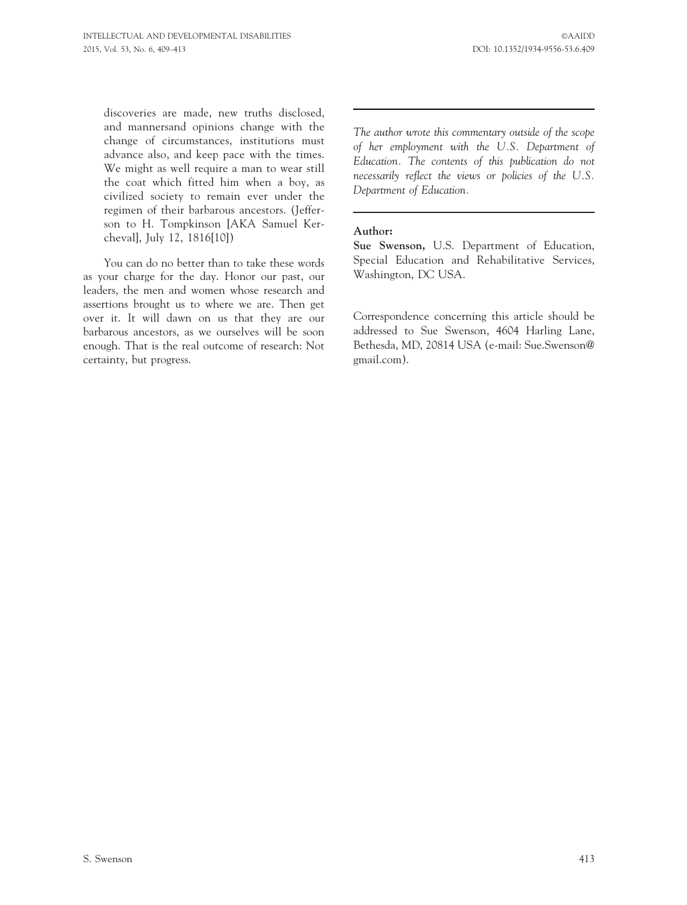> discoveries are made, new truths disclosed, and mannersand opinions change with the change of circumstances, institutions must advance also, and keep pace with the times. We might as well require a man to wear still the coat which fitted him when a boy, as civilized society to remain ever under the regimen of their barbarous ancestors. (Jefferson to H. Tompkinson [AKA Samuel Kercheval], July 12, 1816[10])

You can do no better than to take these words as your charge for the day. Honor our past, our leaders, the men and women whose research and assertions brought us to where we are. Then get over it. It will dawn on us that they are our barbarous ancestors, as we ourselves will be soon enough. That is the real outcome of research: Not certainty, but progress.

---

*The author wrote this commentary outside of the scope of her employment with the U.S. Department of Education. The contents of this publication do not necessarily reflect the views or policies of the U.S. Department of Education.*

---

**Author:**

**Sue Swenson,** U.S. Department of Education, Special Education and Rehabilitative Services, Washington, DC USA.

Correspondence concerning this article should be addressed to Sue Swenson, 4604 Harling Lane, Bethesda, MD, 20814 USA (e-mail: Sue.Swenson@gmail.com).